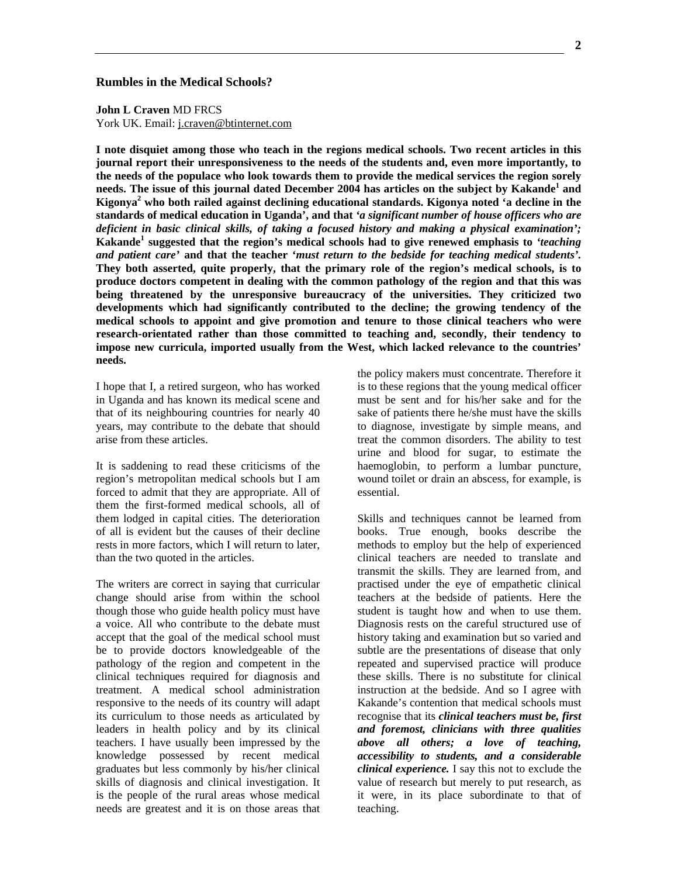# Rumbles in the Medical Schools?

**John L Craven** MD FRCS
York UK. Email: j.craven@btinternet.com

**I note disquiet among those who teach in the regions medical schools. Two recent articles in this journal report their unresponsiveness to the needs of the students and, even more importantly, to the needs of the populace who look towards them to provide the medical services the region sorely needs. The issue of this journal dated December 2004 has articles on the subject by Kakande[1] and Kigonya[2] who both railed against declining educational standards. Kigonya noted 'a decline in the standards of medical education in Uganda', and that *'a significant number of house officers who are deficient in basic clinical skills, of taking a focused history and making a physical examination';* Kakande[1] suggested that the region's medical schools had to give renewed emphasis to *'teaching and patient care'* and that the teacher *'must return to the bedside for teaching medical students'*. They both asserted, quite properly, that the primary role of the region's medical schools, is to produce doctors competent in dealing with the common pathology of the region and that this was being threatened by the unresponsive bureaucracy of the universities. They criticized two developments which had significantly contributed to the decline; the growing tendency of the medical schools to appoint and give promotion and tenure to those clinical teachers who were research-orientated rather than those committed to teaching and, secondly, their tendency to impose new curricula, imported usually from the West, which lacked relevance to the countries' needs.**

I hope that I, a retired surgeon, who has worked in Uganda and has known its medical scene and that of its neighbouring countries for nearly 40 years, may contribute to the debate that should arise from these articles.

It is saddening to read these criticisms of the region's metropolitan medical schools but I am forced to admit that they are appropriate. All of them the first-formed medical schools, all of them lodged in capital cities. The deterioration of all is evident but the causes of their decline rests in more factors, which I will return to later, than the two quoted in the articles.

The writers are correct in saying that curricular change should arise from within the school though those who guide health policy must have a voice. All who contribute to the debate must accept that the goal of the medical school must be to provide doctors knowledgeable of the pathology of the region and competent in the clinical techniques required for diagnosis and treatment. A medical school administration responsive to the needs of its country will adapt its curriculum to those needs as articulated by leaders in health policy and by its clinical teachers. I have usually been impressed by the knowledge possessed by recent medical graduates but less commonly by his/her clinical skills of diagnosis and clinical investigation. It is the people of the rural areas whose medical needs are greatest and it is on those areas that the policy makers must concentrate. Therefore it is to these regions that the young medical officer must be sent and for his/her sake and for the sake of patients there he/she must have the skills to diagnose, investigate by simple means, and treat the common disorders. The ability to test urine and blood for sugar, to estimate the haemoglobin, to perform a lumbar puncture, wound toilet or drain an abscess, for example, is essential.

Skills and techniques cannot be learned from books. True enough, books describe the methods to employ but the help of experienced clinical teachers are needed to translate and transmit the skills. They are learned from, and practised under the eye of empathetic clinical teachers at the bedside of patients. Here the student is taught how and when to use them. Diagnosis rests on the careful structured use of history taking and examination but so varied and subtle are the presentations of disease that only repeated and supervised practice will produce these skills. There is no substitute for clinical instruction at the bedside. And so I agree with Kakande's contention that medical schools must recognise that its ***clinical teachers must be, first and foremost, clinicians with three qualities above all others; a love of teaching, accessibility to students, and a considerable clinical experience.*** I say this not to exclude the value of research but merely to put research, as it were, in its place subordinate to that of teaching.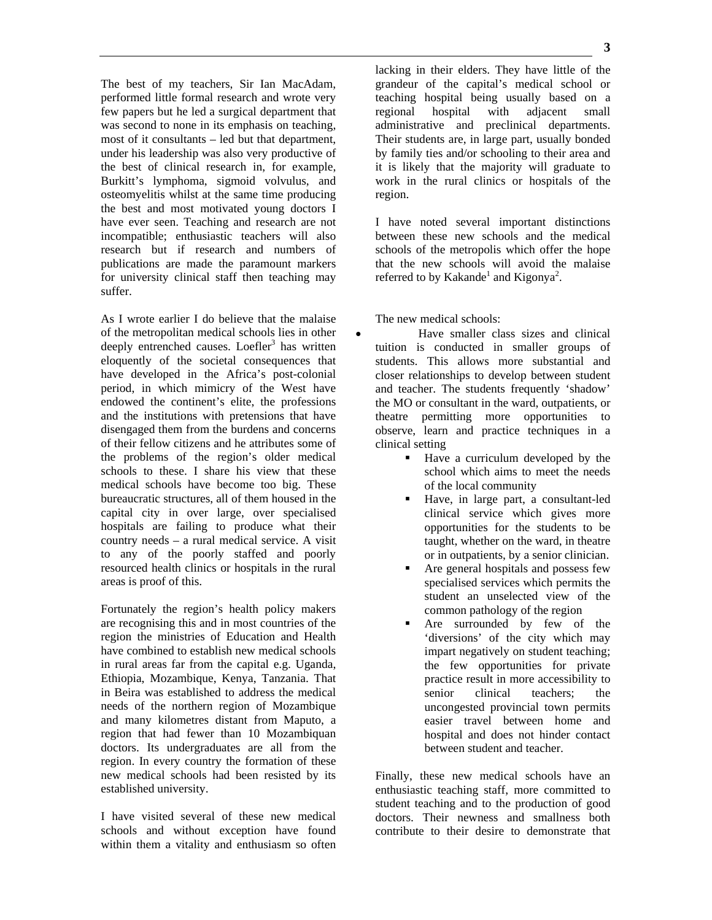The best of my teachers, Sir Ian MacAdam, performed little formal research and wrote very few papers but he led a surgical department that was second to none in its emphasis on teaching, most of it consultants – led but that department, under his leadership was also very productive of the best of clinical research in, for example, Burkitt's lymphoma, sigmoid volvulus, and osteomyelitis whilst at the same time producing the best and most motivated young doctors I have ever seen. Teaching and research are not incompatible; enthusiastic teachers will also research but if research and numbers of publications are made the paramount markers for university clinical staff then teaching may suffer.

As I wrote earlier I do believe that the malaise of the metropolitan medical schools lies in other deeply entrenched causes. Loefler[3] has written eloquently of the societal consequences that have developed in the Africa's post-colonial period, in which mimicry of the West have endowed the continent's elite, the professions and the institutions with pretensions that have disengaged them from the burdens and concerns of their fellow citizens and he attributes some of the problems of the region's older medical schools to these. I share his view that these medical schools have become too big. These bureaucratic structures, all of them housed in the capital city in over large, over specialised hospitals are failing to produce what their country needs – a rural medical service. A visit to any of the poorly staffed and poorly resourced health clinics or hospitals in the rural areas is proof of this.

Fortunately the region's health policy makers are recognising this and in most countries of the region the ministries of Education and Health have combined to establish new medical schools in rural areas far from the capital e.g. Uganda, Ethiopia, Mozambique, Kenya, Tanzania. That in Beira was established to address the medical needs of the northern region of Mozambique and many kilometres distant from Maputo, a region that had fewer than 10 Mozambiquan doctors. Its undergraduates are all from the region. In every country the formation of these new medical schools had been resisted by its established university.

I have visited several of these new medical schools and without exception have found within them a vitality and enthusiasm so often lacking in their elders. They have little of the grandeur of the capital's medical school or teaching hospital being usually based on a regional hospital with adjacent small administrative and preclinical departments. Their students are, in large part, usually bonded by family ties and/or schooling to their area and it is likely that the majority will graduate to work in the rural clinics or hospitals of the region.

I have noted several important distinctions between these new schools and the medical schools of the metropolis which offer the hope that the new schools will avoid the malaise referred to by Kakande[1] and Kigonya[2].

The new medical schools:

- Have smaller class sizes and clinical tuition is conducted in smaller groups of students. This allows more substantial and closer relationships to develop between student and teacher. The students frequently 'shadow' the MO or consultant in the ward, outpatients, or theatre permitting more opportunities to observe, learn and practice techniques in a clinical setting
  - Have a curriculum developed by the school which aims to meet the needs of the local community
  - Have, in large part, a consultant-led clinical service which gives more opportunities for the students to be taught, whether on the ward, in theatre or in outpatients, by a senior clinician.
  - Are general hospitals and possess few specialised services which permits the student an unselected view of the common pathology of the region
  - Are surrounded by few of the 'diversions' of the city which may impart negatively on student teaching; the few opportunities for private practice result in more accessibility to senior clinical teachers; the uncongested provincial town permits easier travel between home and hospital and does not hinder contact between student and teacher.

Finally, these new medical schools have an enthusiastic teaching staff, more committed to student teaching and to the production of good doctors. Their newness and smallness both contribute to their desire to demonstrate that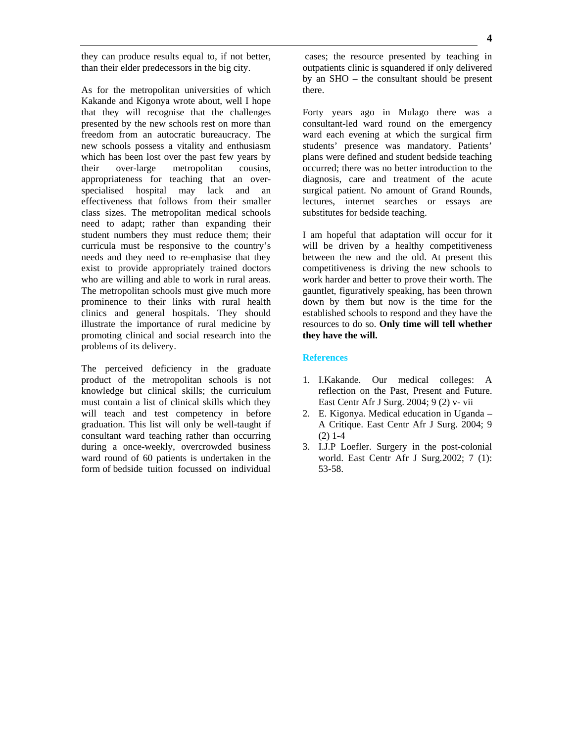they can produce results equal to, if not better, than their elder predecessors in the big city.

As for the metropolitan universities of which Kakande and Kigonya wrote about, well I hope that they will recognise that the challenges presented by the new schools rest on more than freedom from an autocratic bureaucracy. The new schools possess a vitality and enthusiasm which has been lost over the past few years by their over-large metropolitan cousins, appropriateness for teaching that an over-specialised hospital may lack and an effectiveness that follows from their smaller class sizes. The metropolitan medical schools need to adapt; rather than expanding their student numbers they must reduce them; their curricula must be responsive to the country's needs and they need to re-emphasise that they exist to provide appropriately trained doctors who are willing and able to work in rural areas. The metropolitan schools must give much more prominence to their links with rural health clinics and general hospitals. They should illustrate the importance of rural medicine by promoting clinical and social research into the problems of its delivery.

The perceived deficiency in the graduate product of the metropolitan schools is not knowledge but clinical skills; the curriculum must contain a list of clinical skills which they will teach and test competency in before graduation. This list will only be well-taught if consultant ward teaching rather than occurring during a once-weekly, overcrowded business ward round of 60 patients is undertaken in the form of bedside tuition focussed on individual cases; the resource presented by teaching in outpatients clinic is squandered if only delivered by an SHO – the consultant should be present there.

Forty years ago in Mulago there was a consultant-led ward round on the emergency ward each evening at which the surgical firm students' presence was mandatory. Patients' plans were defined and student bedside teaching occurred; there was no better introduction to the diagnosis, care and treatment of the acute surgical patient. No amount of Grand Rounds, lectures, internet searches or essays are substitutes for bedside teaching.

I am hopeful that adaptation will occur for it will be driven by a healthy competitiveness between the new and the old. At present this competitiveness is driving the new schools to work harder and better to prove their worth. The gauntlet, figuratively speaking, has been thrown down by them but now is the time for the established schools to respond and they have the resources to do so. **Only time will tell whether they have the will.**

## References

1. I.Kakande. Our medical colleges: A reflection on the Past, Present and Future. East Centr Afr J Surg. 2004; 9 (2) v- vii
2. E. Kigonya. Medical education in Uganda – A Critique. East Centr Afr J Surg. 2004; 9 (2) 1-4
3. I.J.P Loefler. Surgery in the post-colonial world. East Centr Afr J Surg.2002; 7 (1): 53-58.